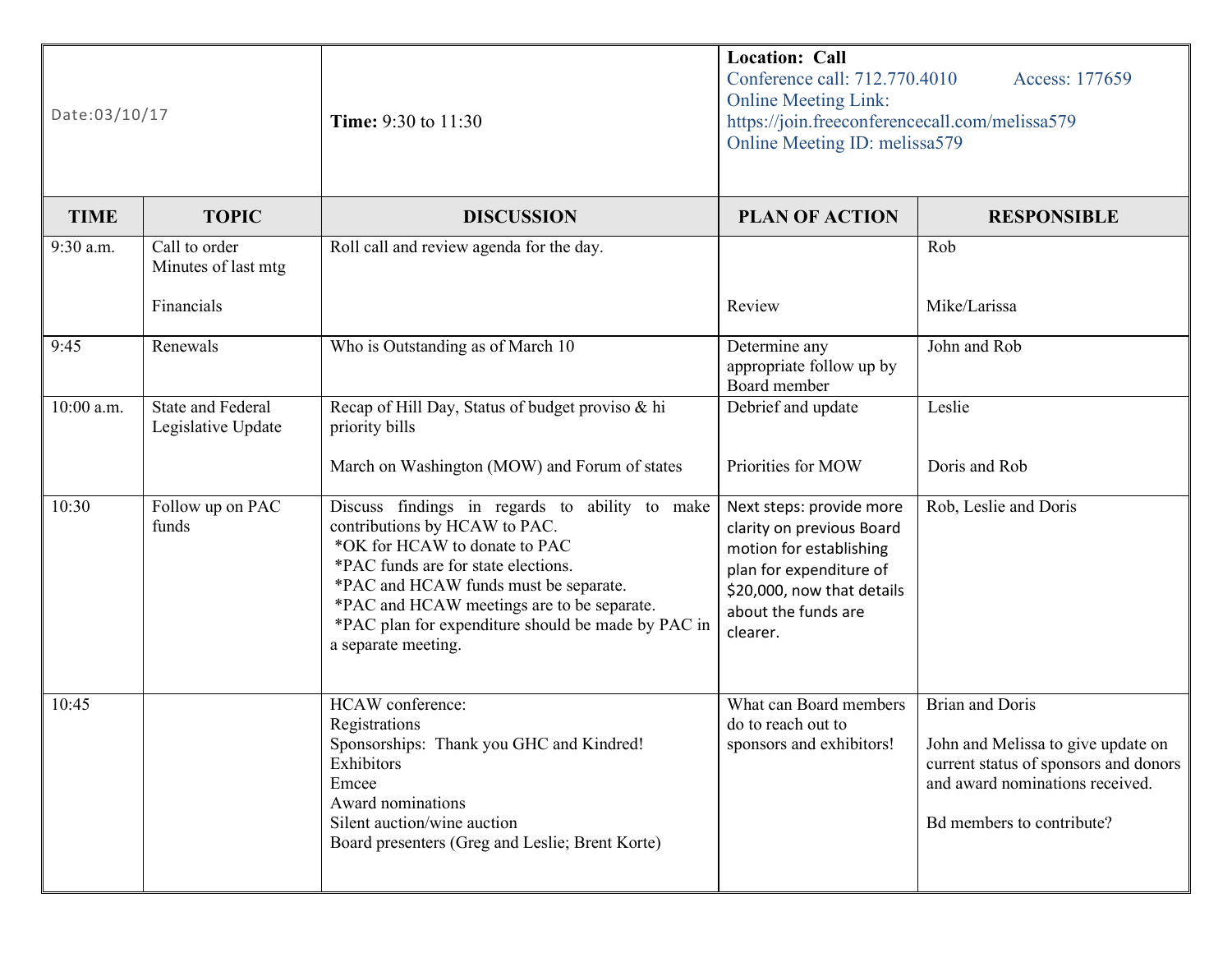| Date:03/10/17 | | Time: 9:30 to 11:30 | Location: Call<br>Conference call: 712.770.4010 Access: 177659<br>Online Meeting Link:<br>https://join.freeconferencecall.com/melissa579<br>Online Meeting ID: melissa579 | |
|---|---|---|---|---|
| **TIME** | **TOPIC** | **DISCUSSION** | **PLAN OF ACTION** | **RESPONSIBLE** |
| 9:30 a.m. | Call to order<br>Minutes of last mtg<br><br>Financials | Roll call and review agenda for the day. | <br><br><br>Review | Rob<br><br><br>Mike/Larissa |
| 9:45 | Renewals | Who is Outstanding as of March 10 | Determine any appropriate follow up by Board member | John and Rob |
| 10:00 a.m. | State and Federal Legislative Update | Recap of Hill Day, Status of budget proviso & hi priority bills<br><br>March on Washington (MOW) and Forum of states | Debrief and update<br><br><br>Priorities for MOW | Leslie<br><br><br>Doris and Rob |
| 10:30 | Follow up on PAC funds | Discuss findings in regards to ability to make contributions by HCAW to PAC.<br>*OK for HCAW to donate to PAC<br>*PAC funds are for state elections.<br>*PAC and HCAW funds must be separate.<br>*PAC and HCAW meetings are to be separate.<br>*PAC plan for expenditure should be made by PAC in a separate meeting. | Next steps: provide more clarity on previous Board motion for establishing plan for expenditure of $20,000, now that details about the funds are clearer. | Rob, Leslie and Doris |
| 10:45 | | HCAW conference:<br>Registrations<br>Sponsorships: Thank you GHC and Kindred!<br>Exhibitors<br>Emcee<br>Award nominations<br>Silent auction/wine auction<br>Board presenters (Greg and Leslie; Brent Korte) | What can Board members do to reach out to sponsors and exhibitors! | Brian and Doris<br><br>John and Melissa to give update on current status of sponsors and donors and award nominations received.<br><br>Bd members to contribute? |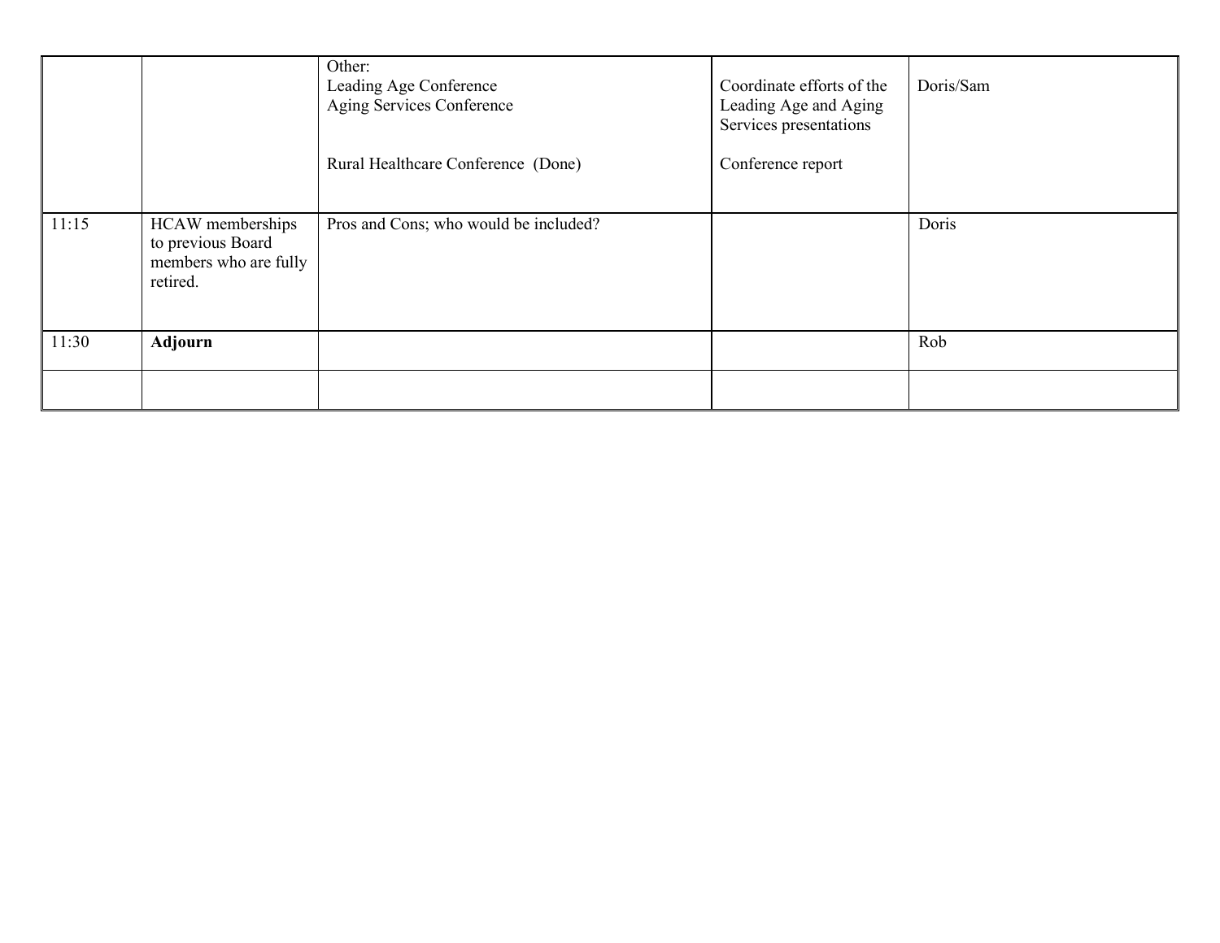| | | | | |
|---|---|---|---|---|
| | | Other:<br>Leading Age Conference<br>Aging Services Conference<br><br>Rural Healthcare Conference (Done) | Coordinate efforts of the Leading Age and Aging Services presentations<br><br>Conference report | Doris/Sam |
| 11:15 | HCAW memberships to previous Board members who are fully retired. | Pros and Cons; who would be included? | | Doris |
| 11:30 | **Adjourn** | | | Rob |
| | | | | |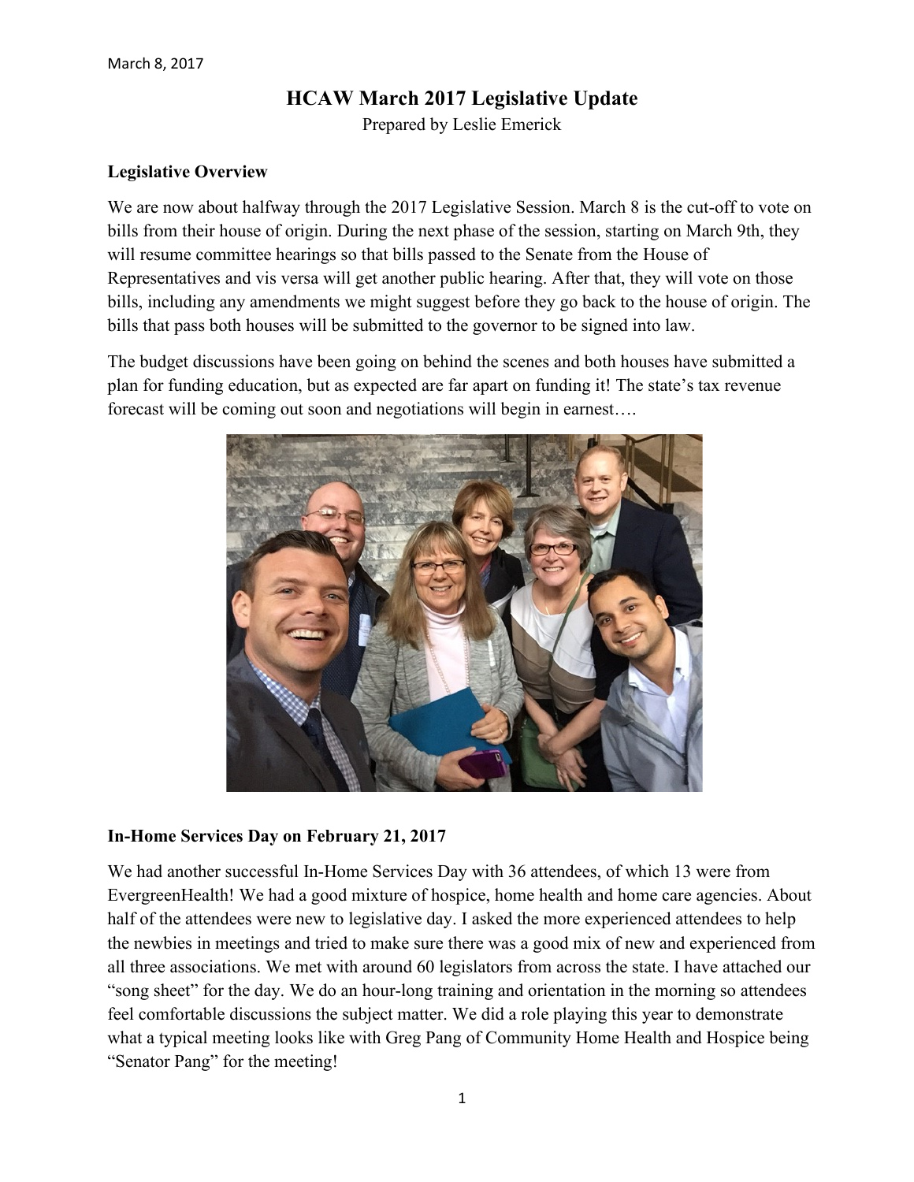March 8, 2017

# HCAW March 2017 Legislative Update

Prepared by Leslie Emerick

## Legislative Overview

We are now about halfway through the 2017 Legislative Session. March 8 is the cut-off to vote on bills from their house of origin. During the next phase of the session, starting on March 9th, they will resume committee hearings so that bills passed to the Senate from the House of Representatives and vis versa will get another public hearing. After that, they will vote on those bills, including any amendments we might suggest before they go back to the house of origin. The bills that pass both houses will be submitted to the governor to be signed into law.

The budget discussions have been going on behind the scenes and both houses have submitted a plan for funding education, but as expected are far apart on funding it! The state's tax revenue forecast will be coming out soon and negotiations will begin in earnest….

## In-Home Services Day on February 21, 2017

We had another successful In-Home Services Day with 36 attendees, of which 13 were from EvergreenHealth! We had a good mixture of hospice, home health and home care agencies. About half of the attendees were new to legislative day. I asked the more experienced attendees to help the newbies in meetings and tried to make sure there was a good mix of new and experienced from all three associations. We met with around 60 legislators from across the state. I have attached our "song sheet" for the day. We do an hour-long training and orientation in the morning so attendees feel comfortable discussions the subject matter. We did a role playing this year to demonstrate what a typical meeting looks like with Greg Pang of Community Home Health and Hospice being "Senator Pang" for the meeting!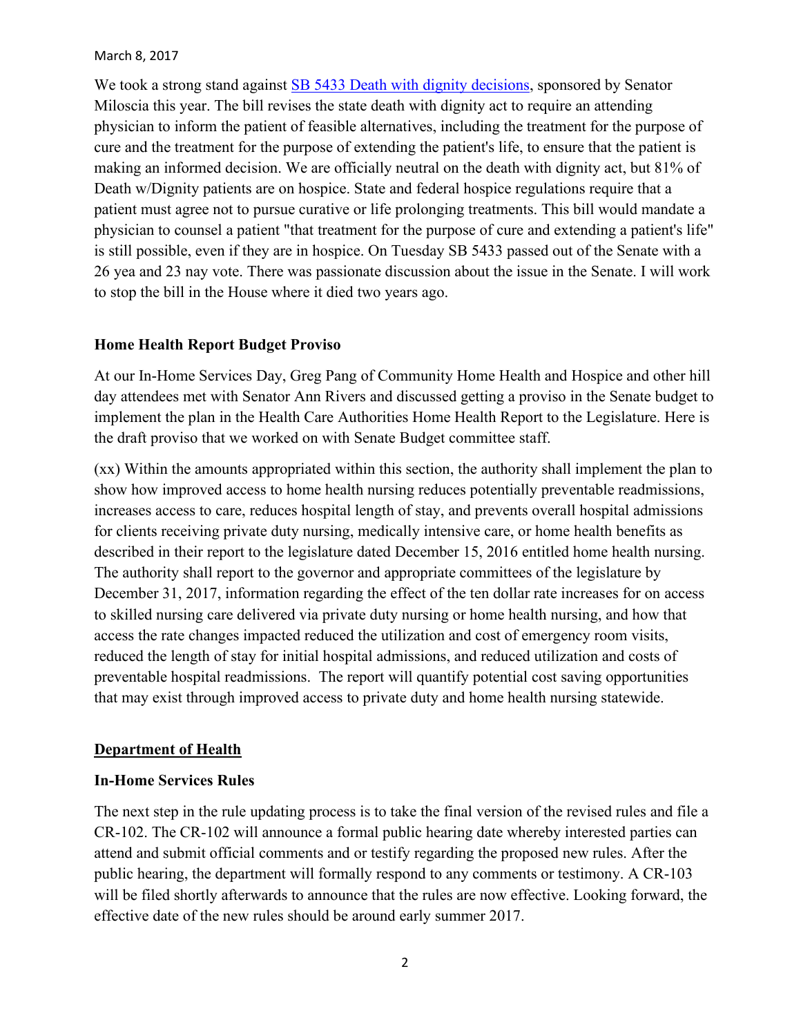March 8, 2017

We took a strong stand against [SB 5433 Death with dignity decisions](), sponsored by Senator Miloscia this year. The bill revises the state death with dignity act to require an attending physician to inform the patient of feasible alternatives, including the treatment for the purpose of cure and the treatment for the purpose of extending the patient's life, to ensure that the patient is making an informed decision. We are officially neutral on the death with dignity act, but 81% of Death w/Dignity patients are on hospice. State and federal hospice regulations require that a patient must agree not to pursue curative or life prolonging treatments. This bill would mandate a physician to counsel a patient "that treatment for the purpose of cure and extending a patient's life" is still possible, even if they are in hospice. On Tuesday SB 5433 passed out of the Senate with a 26 yea and 23 nay vote. There was passionate discussion about the issue in the Senate. I will work to stop the bill in the House where it died two years ago.

**Home Health Report Budget Proviso**

At our In-Home Services Day, Greg Pang of Community Home Health and Hospice and other hill day attendees met with Senator Ann Rivers and discussed getting a proviso in the Senate budget to implement the plan in the Health Care Authorities Home Health Report to the Legislature. Here is the draft proviso that we worked on with Senate Budget committee staff.

(xx) Within the amounts appropriated within this section, the authority shall implement the plan to show how improved access to home health nursing reduces potentially preventable readmissions, increases access to care, reduces hospital length of stay, and prevents overall hospital admissions for clients receiving private duty nursing, medically intensive care, or home health benefits as described in their report to the legislature dated December 15, 2016 entitled home health nursing. The authority shall report to the governor and appropriate committees of the legislature by December 31, 2017, information regarding the effect of the ten dollar rate increases for on access to skilled nursing care delivered via private duty nursing or home health nursing, and how that access the rate changes impacted reduced the utilization and cost of emergency room visits, reduced the length of stay for initial hospital admissions, and reduced utilization and costs of preventable hospital readmissions. The report will quantify potential cost saving opportunities that may exist through improved access to private duty and home health nursing statewide.

**Department of Health**

**In-Home Services Rules**

The next step in the rule updating process is to take the final version of the revised rules and file a CR-102. The CR-102 will announce a formal public hearing date whereby interested parties can attend and submit official comments and or testify regarding the proposed new rules. After the public hearing, the department will formally respond to any comments or testimony. A CR-103 will be filed shortly afterwards to announce that the rules are now effective. Looking forward, the effective date of the new rules should be around early summer 2017.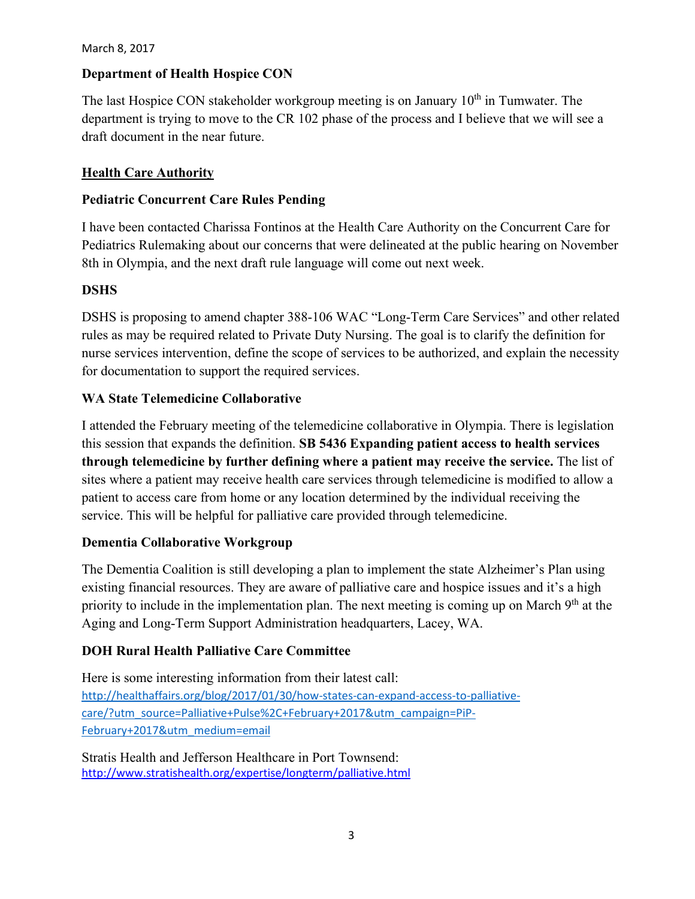March 8, 2017

**Department of Health Hospice CON**

The last Hospice CON stakeholder workgroup meeting is on January 10th in Tumwater. The department is trying to move to the CR 102 phase of the process and I believe that we will see a draft document in the near future.

**Health Care Authority**

**Pediatric Concurrent Care Rules Pending**

I have been contacted Charissa Fontinos at the Health Care Authority on the Concurrent Care for Pediatrics Rulemaking about our concerns that were delineated at the public hearing on November 8th in Olympia, and the next draft rule language will come out next week.

**DSHS**

DSHS is proposing to amend chapter 388-106 WAC "Long-Term Care Services" and other related rules as may be required related to Private Duty Nursing. The goal is to clarify the definition for nurse services intervention, define the scope of services to be authorized, and explain the necessity for documentation to support the required services.

**WA State Telemedicine Collaborative**

I attended the February meeting of the telemedicine collaborative in Olympia. There is legislation this session that expands the definition. **SB 5436 Expanding patient access to health services through telemedicine by further defining where a patient may receive the service.** The list of sites where a patient may receive health care services through telemedicine is modified to allow a patient to access care from home or any location determined by the individual receiving the service. This will be helpful for palliative care provided through telemedicine.

**Dementia Collaborative Workgroup**

The Dementia Coalition is still developing a plan to implement the state Alzheimer's Plan using existing financial resources. They are aware of palliative care and hospice issues and it's a high priority to include in the implementation plan. The next meeting is coming up on March 9th at the Aging and Long-Term Support Administration headquarters, Lacey, WA.

**DOH Rural Health Palliative Care Committee**

Here is some interesting information from their latest call:
http://healthaffairs.org/blog/2017/01/30/how-states-can-expand-access-to-palliative-care/?utm_source=Palliative+Pulse%2C+February+2017&utm_campaign=PiP-February+2017&utm_medium=email

Stratis Health and Jefferson Healthcare in Port Townsend:
http://www.stratishealth.org/expertise/longterm/palliative.html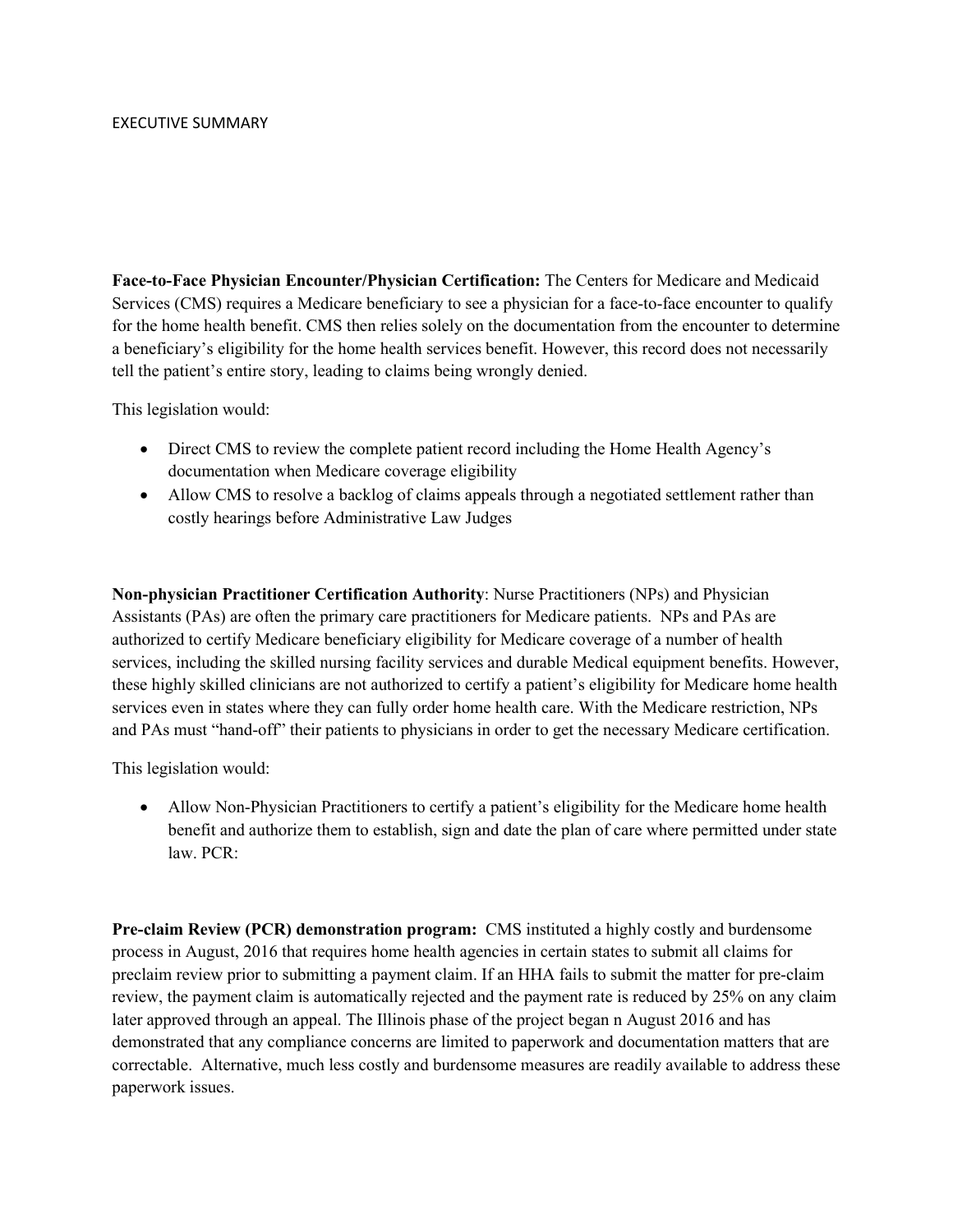EXECUTIVE SUMMARY

**Face-to-Face Physician Encounter/Physician Certification:** The Centers for Medicare and Medicaid Services (CMS) requires a Medicare beneficiary to see a physician for a face-to-face encounter to qualify for the home health benefit. CMS then relies solely on the documentation from the encounter to determine a beneficiary's eligibility for the home health services benefit. However, this record does not necessarily tell the patient's entire story, leading to claims being wrongly denied.

This legislation would:

- Direct CMS to review the complete patient record including the Home Health Agency's documentation when Medicare coverage eligibility
- Allow CMS to resolve a backlog of claims appeals through a negotiated settlement rather than costly hearings before Administrative Law Judges

**Non-physician Practitioner Certification Authority**: Nurse Practitioners (NPs) and Physician Assistants (PAs) are often the primary care practitioners for Medicare patients. NPs and PAs are authorized to certify Medicare beneficiary eligibility for Medicare coverage of a number of health services, including the skilled nursing facility services and durable Medical equipment benefits. However, these highly skilled clinicians are not authorized to certify a patient's eligibility for Medicare home health services even in states where they can fully order home health care. With the Medicare restriction, NPs and PAs must "hand-off" their patients to physicians in order to get the necessary Medicare certification.

This legislation would:

- Allow Non-Physician Practitioners to certify a patient's eligibility for the Medicare home health benefit and authorize them to establish, sign and date the plan of care where permitted under state law. PCR:

**Pre-claim Review (PCR) demonstration program:** CMS instituted a highly costly and burdensome process in August, 2016 that requires home health agencies in certain states to submit all claims for preclaim review prior to submitting a payment claim. If an HHA fails to submit the matter for pre-claim review, the payment claim is automatically rejected and the payment rate is reduced by 25% on any claim later approved through an appeal. The Illinois phase of the project began n August 2016 and has demonstrated that any compliance concerns are limited to paperwork and documentation matters that are correctable. Alternative, much less costly and burdensome measures are readily available to address these paperwork issues.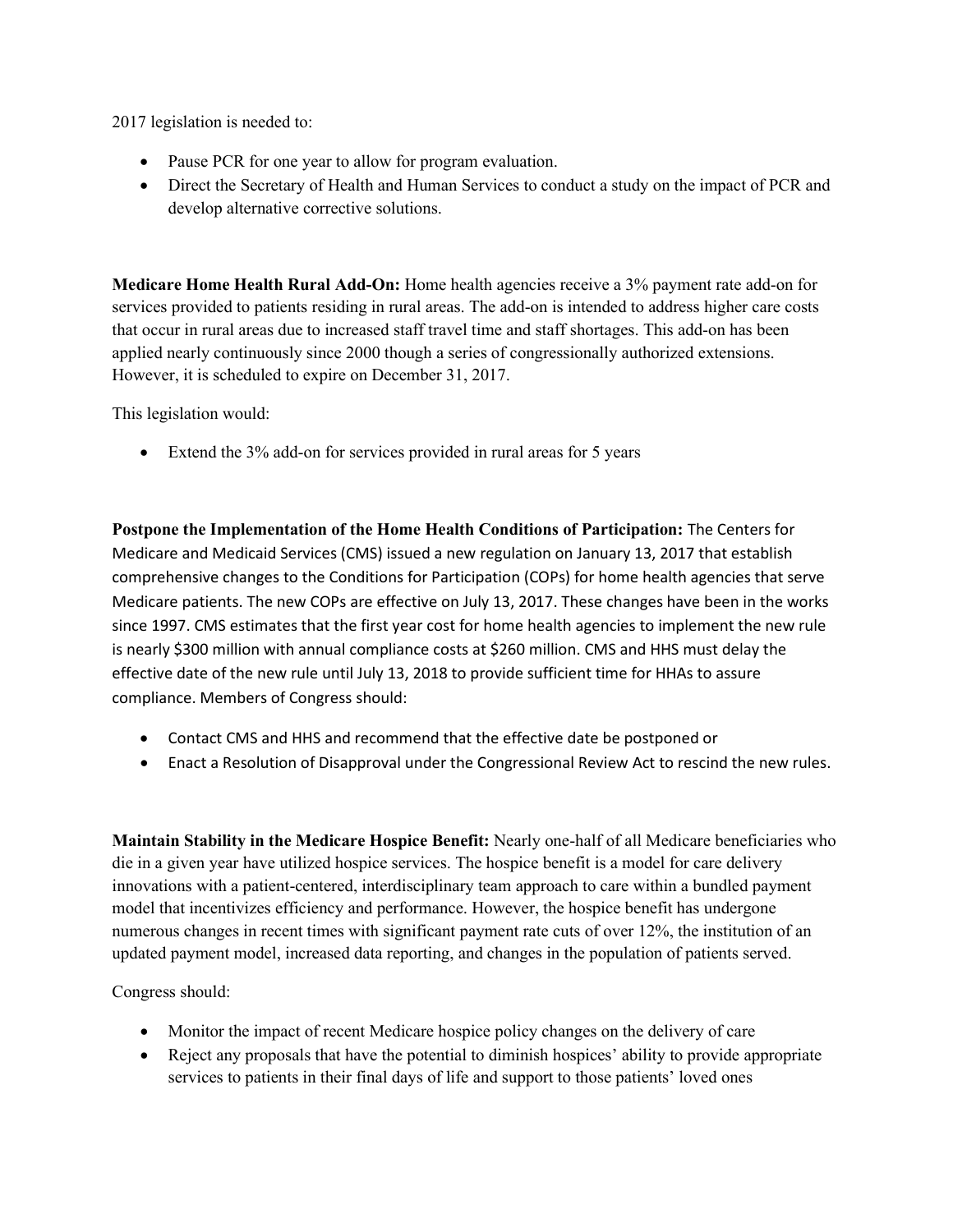2017 legislation is needed to:

- Pause PCR for one year to allow for program evaluation.
- Direct the Secretary of Health and Human Services to conduct a study on the impact of PCR and develop alternative corrective solutions.

**Medicare Home Health Rural Add-On:** Home health agencies receive a 3% payment rate add-on for services provided to patients residing in rural areas. The add-on is intended to address higher care costs that occur in rural areas due to increased staff travel time and staff shortages. This add-on has been applied nearly continuously since 2000 though a series of congressionally authorized extensions. However, it is scheduled to expire on December 31, 2017.

This legislation would:

- Extend the 3% add-on for services provided in rural areas for 5 years

**Postpone the Implementation of the Home Health Conditions of Participation:** The Centers for Medicare and Medicaid Services (CMS) issued a new regulation on January 13, 2017 that establish comprehensive changes to the Conditions for Participation (COPs) for home health agencies that serve Medicare patients. The new COPs are effective on July 13, 2017. These changes have been in the works since 1997. CMS estimates that the first year cost for home health agencies to implement the new rule is nearly $300 million with annual compliance costs at $260 million. CMS and HHS must delay the effective date of the new rule until July 13, 2018 to provide sufficient time for HHAs to assure compliance. Members of Congress should:

- Contact CMS and HHS and recommend that the effective date be postponed or
- Enact a Resolution of Disapproval under the Congressional Review Act to rescind the new rules.

**Maintain Stability in the Medicare Hospice Benefit:** Nearly one-half of all Medicare beneficiaries who die in a given year have utilized hospice services. The hospice benefit is a model for care delivery innovations with a patient-centered, interdisciplinary team approach to care within a bundled payment model that incentivizes efficiency and performance. However, the hospice benefit has undergone numerous changes in recent times with significant payment rate cuts of over 12%, the institution of an updated payment model, increased data reporting, and changes in the population of patients served.

Congress should:

- Monitor the impact of recent Medicare hospice policy changes on the delivery of care
- Reject any proposals that have the potential to diminish hospices' ability to provide appropriate services to patients in their final days of life and support to those patients' loved ones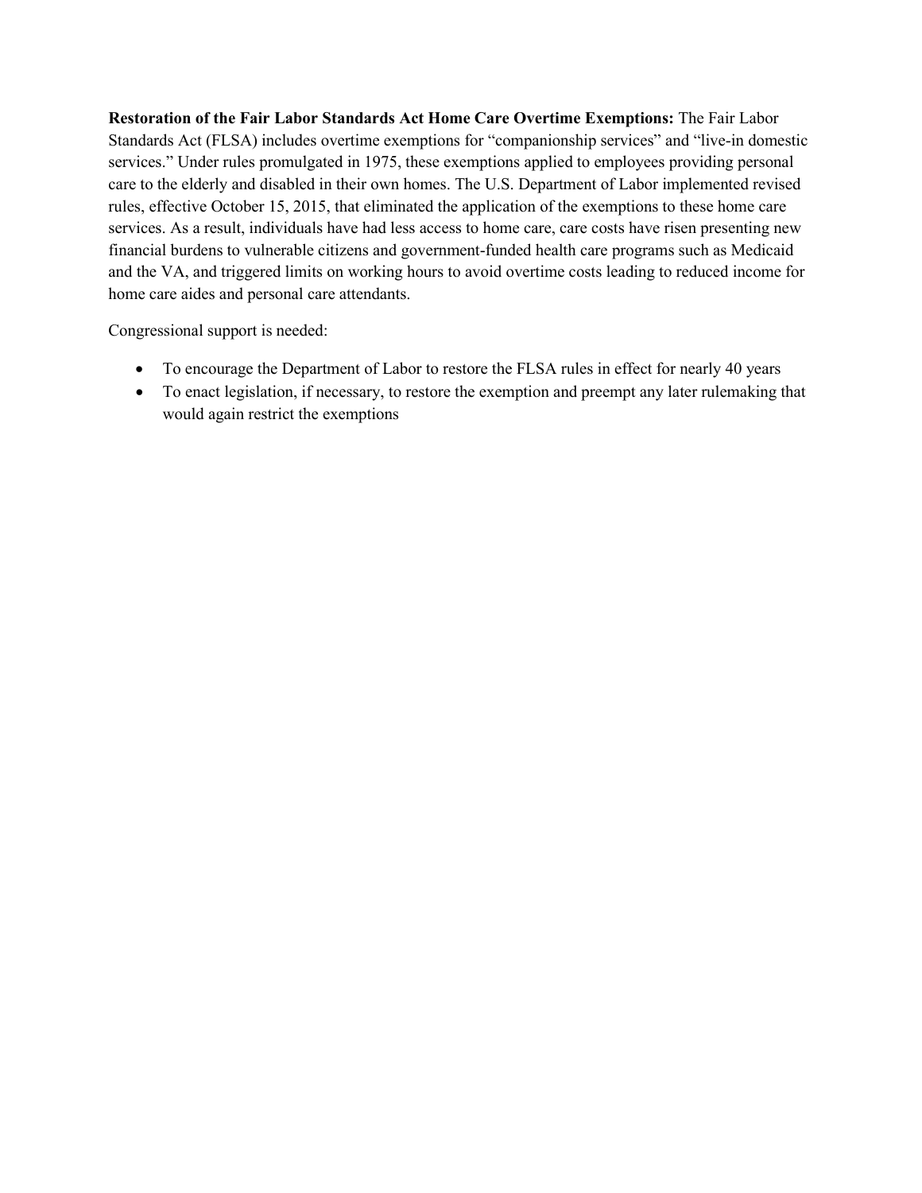**Restoration of the Fair Labor Standards Act Home Care Overtime Exemptions:** The Fair Labor Standards Act (FLSA) includes overtime exemptions for "companionship services" and "live-in domestic services." Under rules promulgated in 1975, these exemptions applied to employees providing personal care to the elderly and disabled in their own homes. The U.S. Department of Labor implemented revised rules, effective October 15, 2015, that eliminated the application of the exemptions to these home care services. As a result, individuals have had less access to home care, care costs have risen presenting new financial burdens to vulnerable citizens and government-funded health care programs such as Medicaid and the VA, and triggered limits on working hours to avoid overtime costs leading to reduced income for home care aides and personal care attendants.

Congressional support is needed:

- To encourage the Department of Labor to restore the FLSA rules in effect for nearly 40 years
- To enact legislation, if necessary, to restore the exemption and preempt any later rulemaking that would again restrict the exemptions